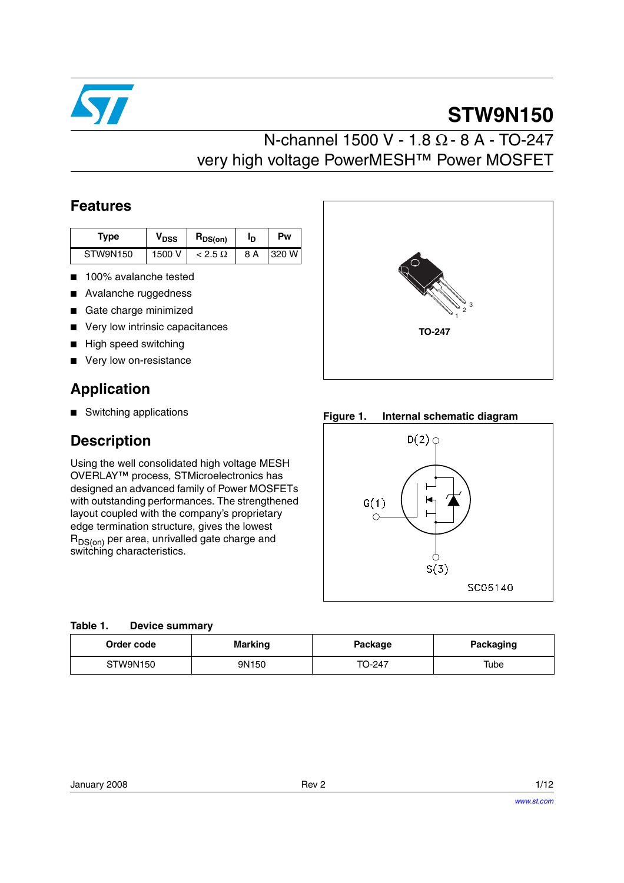# STW9N150

## N-channel 1500 V - 1.8 Ω - 8 A - TO-247 very high voltage PowerMESH™ Power MOSFET

## Features

| Type | $V_{DSS}$ | $R_{DS(on)}$ | $I_D$ | Pw |
|---|---|---|---|---|
| STW9N150 | 1500 V | < 2.5 Ω | 8 A | 320 W |

- 100% avalanche tested
- Avalanche ruggedness
- Gate charge minimized
- Very low intrinsic capacitances
- High speed switching
- Very low on-resistance

TO-247

## Application

- Switching applications

## Description

Using the well consolidated high voltage MESH OVERLAY™ process, STMicroelectronics has designed an advanced family of Power MOSFETs with outstanding performances. The strengthened layout coupled with the company's proprietary edge termination structure, gives the lowest $R_{DS(on)}$ per area, unrivalled gate charge and switching characteristics.

**Figure 1. Internal schematic diagram**

D(2)

G(1)

S(3)

SC06140

**Table 1. Device summary**

| Order code | Marking | Package | Packaging |
|---|---|---|---|
| STW9N150 | 9N150 | TO-247 | Tube |

January 2008 Rev 2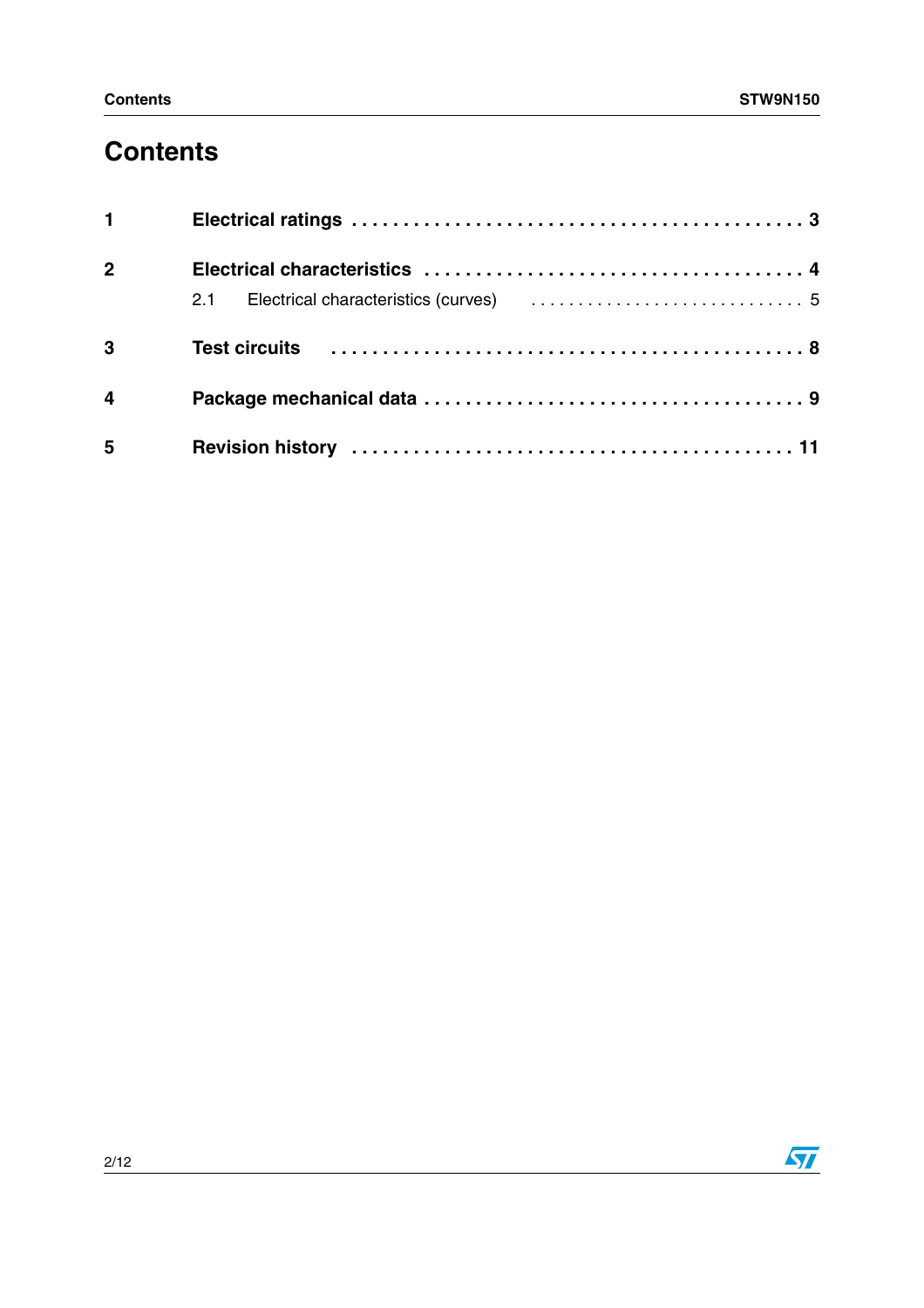# Contents

**1 Electrical ratings** . . . . . . . . . . . . . . . . . . . . . . . . . . . . . . . . . . . . . . . . . . . **3**

**2 Electrical characteristics** . . . . . . . . . . . . . . . . . . . . . . . . . . . . . . . . . . . . **4**

2.1 Electrical characteristics (curves) . . . . . . . . . . . . . . . . . . . . . . . . . . . . . 5

**3 Test circuits** . . . . . . . . . . . . . . . . . . . . . . . . . . . . . . . . . . . . . . . . . . . . . **8**

**4 Package mechanical data** . . . . . . . . . . . . . . . . . . . . . . . . . . . . . . . . . . . **9**

**5 Revision history** . . . . . . . . . . . . . . . . . . . . . . . . . . . . . . . . . . . . . . . . . **11**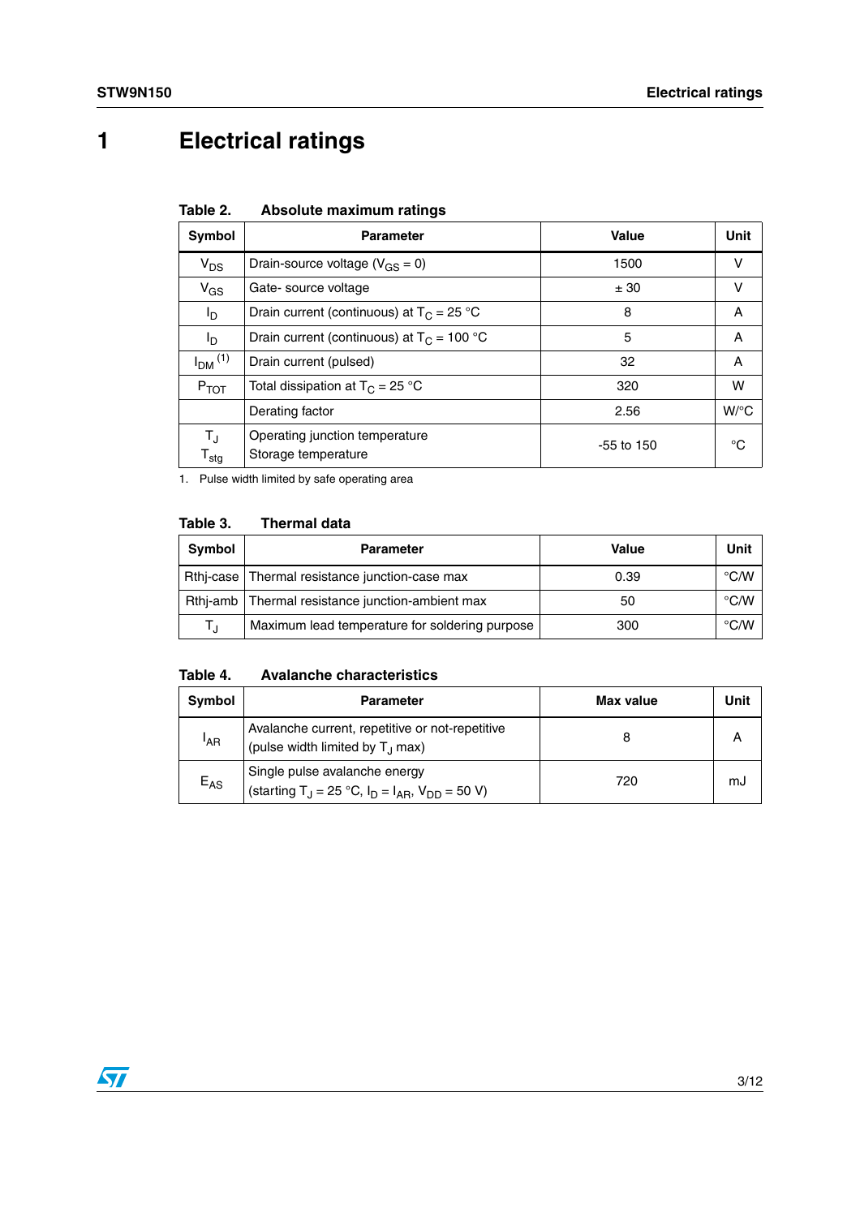# 1 Electrical ratings

**Table 2. Absolute maximum ratings**

| Symbol | Parameter | Value | Unit |
|---|---|---|---|
| $V_{DS}$ | Drain-source voltage ($V_{GS}$ = 0) | 1500 | V |
| $V_{GS}$ | Gate- source voltage | ± 30 | V |
| $I_D$ | Drain current (continuous) at $T_C$ = 25 °C | 8 | A |
| $I_D$ | Drain current (continuous) at $T_C$ = 100 °C | 5 | A |
| $I_{DM}$ [(1)] | Drain current (pulsed) | 32 | A |
| $P_{TOT}$ | Total dissipation at $T_C$ = 25 °C | 320 | W |
| | Derating factor | 2.56 | W/°C |
| $T_J$<br>$T_{stg}$ | Operating junction temperature<br>Storage temperature | -55 to 150 | °C |

1. Pulse width limited by safe operating area

**Table 3. Thermal data**

| Symbol | Parameter | Value | Unit |
|---|---|---|---|
| Rthj-case | Thermal resistance junction-case max | 0.39 | °C/W |
| Rthj-amb | Thermal resistance junction-ambient max | 50 | °C/W |
| $T_J$ | Maximum lead temperature for soldering purpose | 300 | °C/W |

**Table 4. Avalanche characteristics**

| Symbol | Parameter | Max value | Unit |
|---|---|---|---|
| $I_{AR}$ | Avalanche current, repetitive or not-repetitive (pulse width limited by $T_J$ max) | 8 | A |
| $E_{AS}$ | Single pulse avalanche energy (starting $T_J$ = 25 °C, $I_D$ = $I_{AR}$, $V_{DD}$ = 50 V) | 720 | mJ |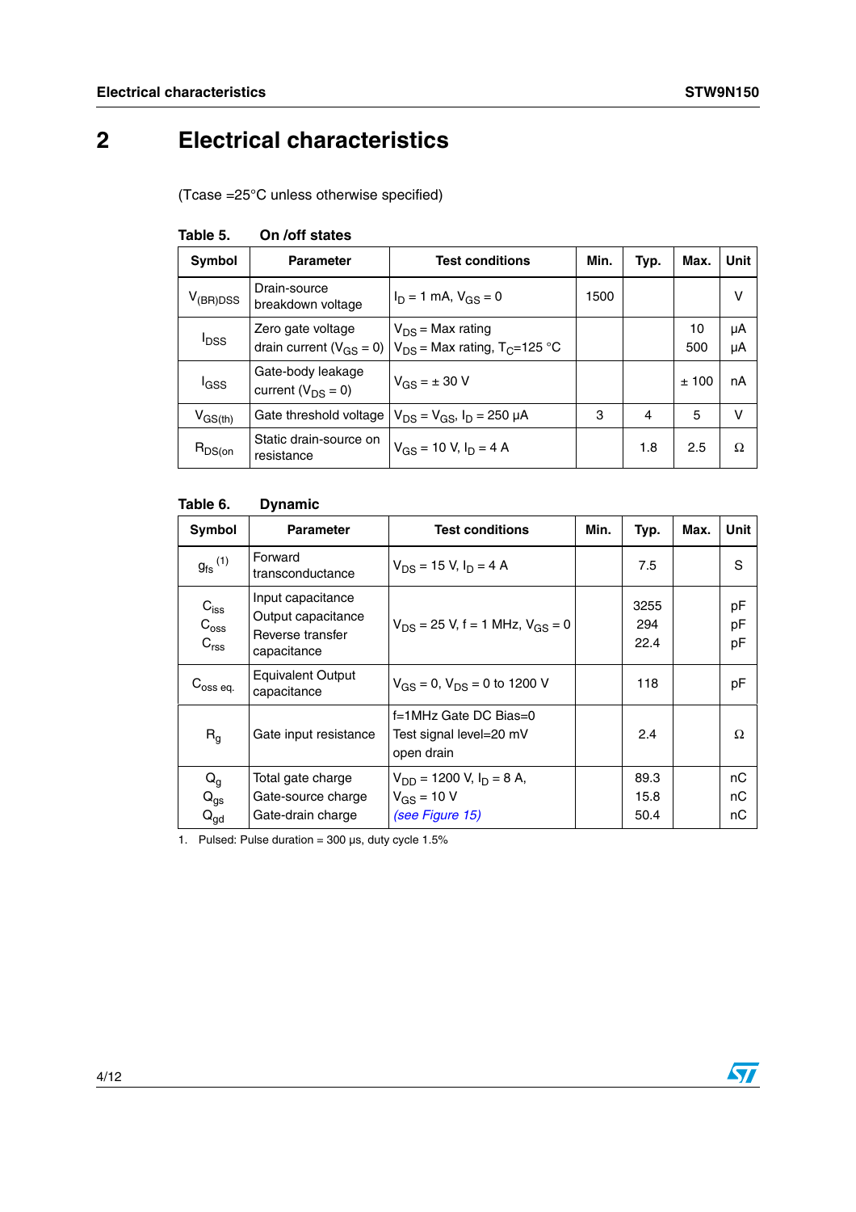# 2 Electrical characteristics

(Tcase =25°C unless otherwise specified)

**Table 5. On /off states**

| Symbol | Parameter | Test conditions | Min. | Typ. | Max. | Unit |
|---|---|---|---|---|---|---|
| $V_{(BR)DSS}$ | Drain-source breakdown voltage | $I_D$ = 1 mA, $V_{GS}$ = 0 | 1500 | | | V |
| $I_{DSS}$ | Zero gate voltage drain current ($V_{GS}$ = 0) | $V_{DS}$ = Max rating<br>$V_{DS}$ = Max rating, $T_C$=125 °C | | | 10<br>500 | µA<br>µA |
| $I_{GSS}$ | Gate-body leakage current ($V_{DS}$ = 0) | $V_{GS}$ = ± 30 V | | | ± 100 | nA |
| $V_{GS(th)}$ | Gate threshold voltage | $V_{DS}$ = $V_{GS}$, $I_D$ = 250 µA | 3 | 4 | 5 | V |
| $R_{DS(on}$ | Static drain-source on resistance | $V_{GS}$ = 10 V, $I_D$ = 4 A | | 1.8 | 2.5 | Ω |

**Table 6. Dynamic**

| Symbol | Parameter | Test conditions | Min. | Typ. | Max. | Unit |
|---|---|---|---|---|---|---|
| $g_{fs}$ (1) | Forward transconductance | $V_{DS}$ = 15 V, $I_D$ = 4 A | | 7.5 | | S |
| $C_{iss}$<br>$C_{oss}$<br>$C_{rss}$ | Input capacitance<br>Output capacitance<br>Reverse transfer capacitance | $V_{DS}$ = 25 V, f = 1 MHz, $V_{GS}$ = 0 | | 3255<br>294<br>22.4 | | pF<br>pF<br>pF |
| $C_{oss\ eq.}$ | Equivalent Output capacitance | $V_{GS}$ = 0, $V_{DS}$ = 0 to 1200 V | | 118 | | pF |
| $R_g$ | Gate input resistance | f=1MHz Gate DC Bias=0<br>Test signal level=20 mV<br>open drain | | 2.4 | | Ω |
| $Q_g$<br>$Q_{gs}$<br>$Q_{gd}$ | Total gate charge<br>Gate-source charge<br>Gate-drain charge | $V_{DD}$ = 1200 V, $I_D$ = 8 A,<br>$V_{GS}$ = 10 V<br>*(see Figure 15)* | | 89.3<br>15.8<br>50.4 | | nC<br>nC<br>nC |

1. Pulsed: Pulse duration = 300 µs, duty cycle 1.5%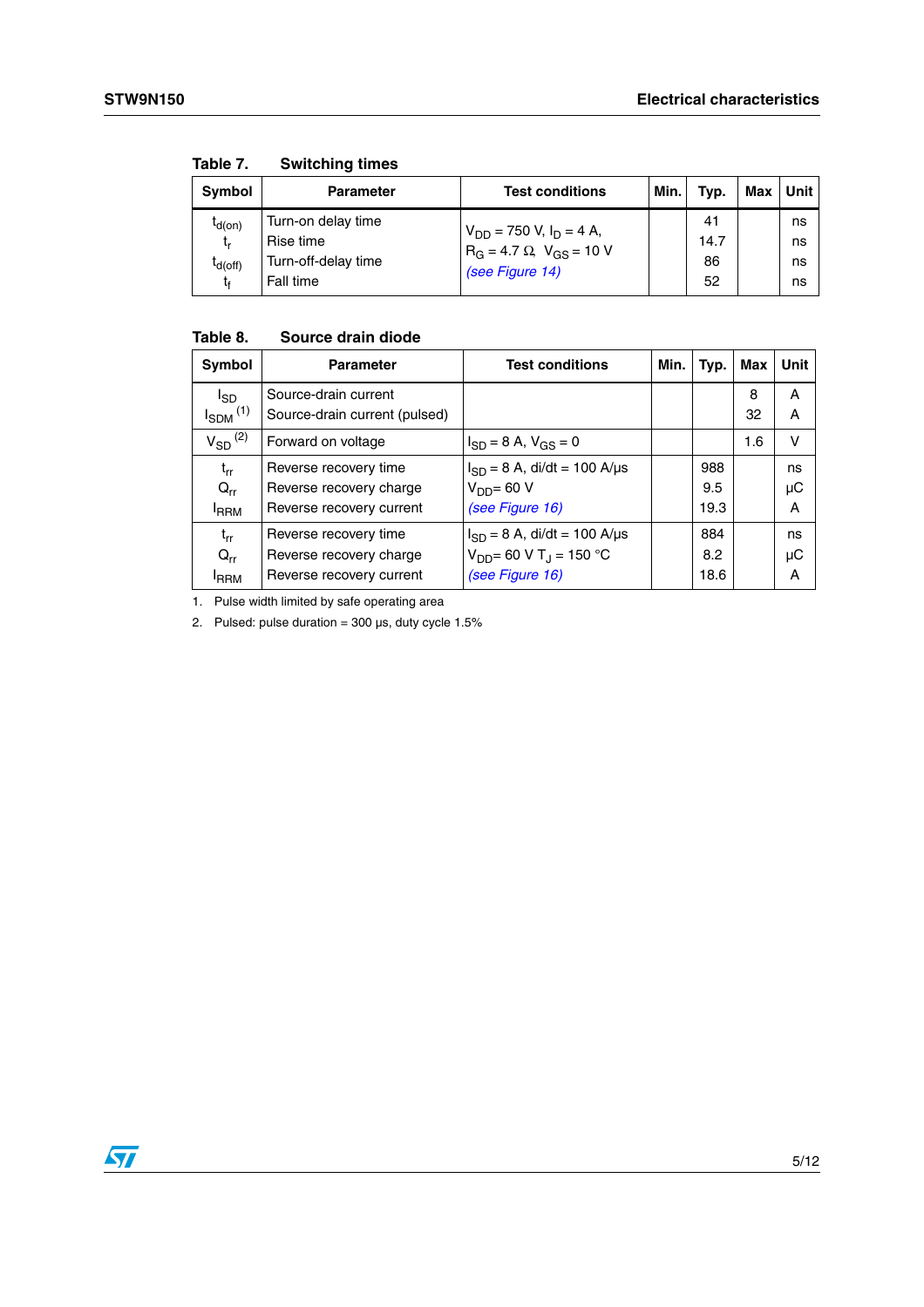Table 7. Switching times

| Symbol | Parameter | Test conditions | Min. | Typ. | Max | Unit |
|---|---|---|---|---|---|---|
| $t_{d(on)}$<br>$t_r$<br>$t_{d(off)}$<br>$t_f$ | Turn-on delay time<br>Rise time<br>Turn-off-delay time<br>Fall time | $V_{DD}$ = 750 V, $I_D$ = 4 A,<br>$R_G$ = 4.7 Ω, $V_{GS}$ = 10 V<br>*(see Figure 14)* | | 41<br>14.7<br>86<br>52 | | ns<br>ns<br>ns<br>ns |

Table 8. Source drain diode

| Symbol | Parameter | Test conditions | Min. | Typ. | Max | Unit |
|---|---|---|---|---|---|---|
| $I_{SD}$<br>$I_{SDM}$ (1) | Source-drain current<br>Source-drain current (pulsed) | | | | 8<br>32 | A<br>A |
| $V_{SD}$ (2) | Forward on voltage | $I_{SD}$ = 8 A, $V_{GS}$ = 0 | | | 1.6 | V |
| $t_{rr}$<br>$Q_{rr}$<br>$I_{RRM}$ | Reverse recovery time<br>Reverse recovery charge<br>Reverse recovery current | $I_{SD}$ = 8 A, di/dt = 100 A/µs<br>$V_{DD}$= 60 V<br>*(see Figure 16)* | | 988<br>9.5<br>19.3 | | ns<br>µC<br>A |
| $t_{rr}$<br>$Q_{rr}$<br>$I_{RRM}$ | Reverse recovery time<br>Reverse recovery charge<br>Reverse recovery current | $I_{SD}$ = 8 A, di/dt = 100 A/µs<br>$V_{DD}$= 60 V $T_J$ = 150 °C<br>*(see Figure 16)* | | 884<br>8.2<br>18.6 | | ns<br>µC<br>A |

1. Pulse width limited by safe operating area
2. Pulsed: pulse duration = 300 µs, duty cycle 1.5%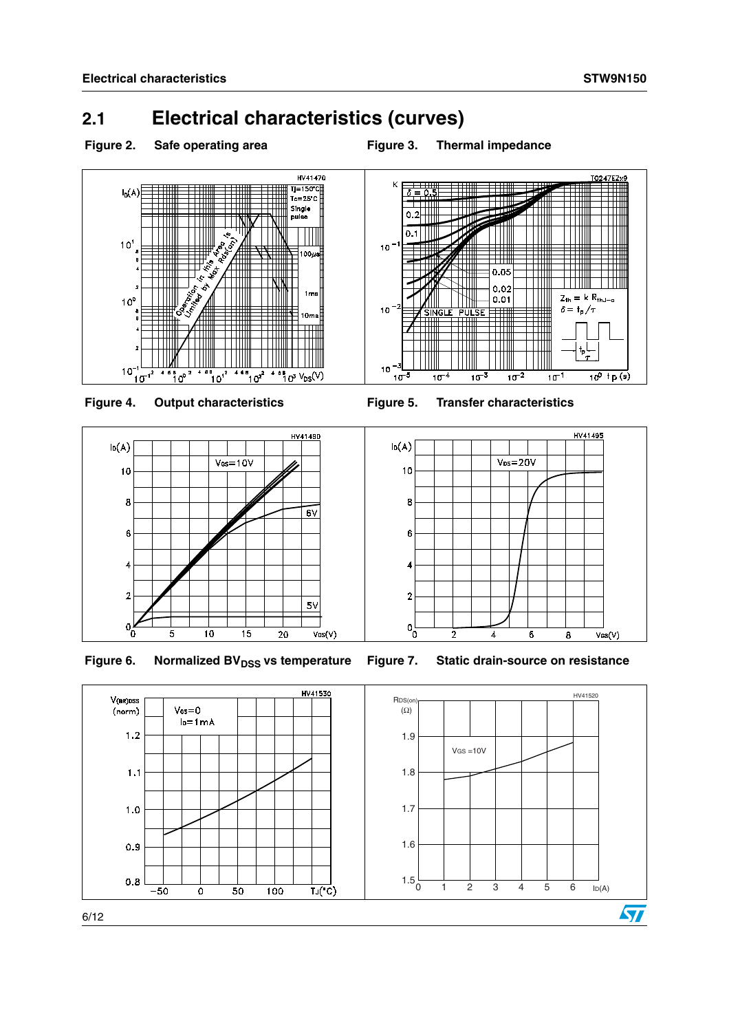## 2.1 Electrical characteristics (curves)

**Figure 2. Safe operating area**

**Figure 3. Thermal impedance**

**Figure 4. Output characteristics**

**Figure 5. Transfer characteristics**

**Figure 6. Normalized $BV_{DSS}$ vs temperature**

**Figure 7. Static drain-source on resistance**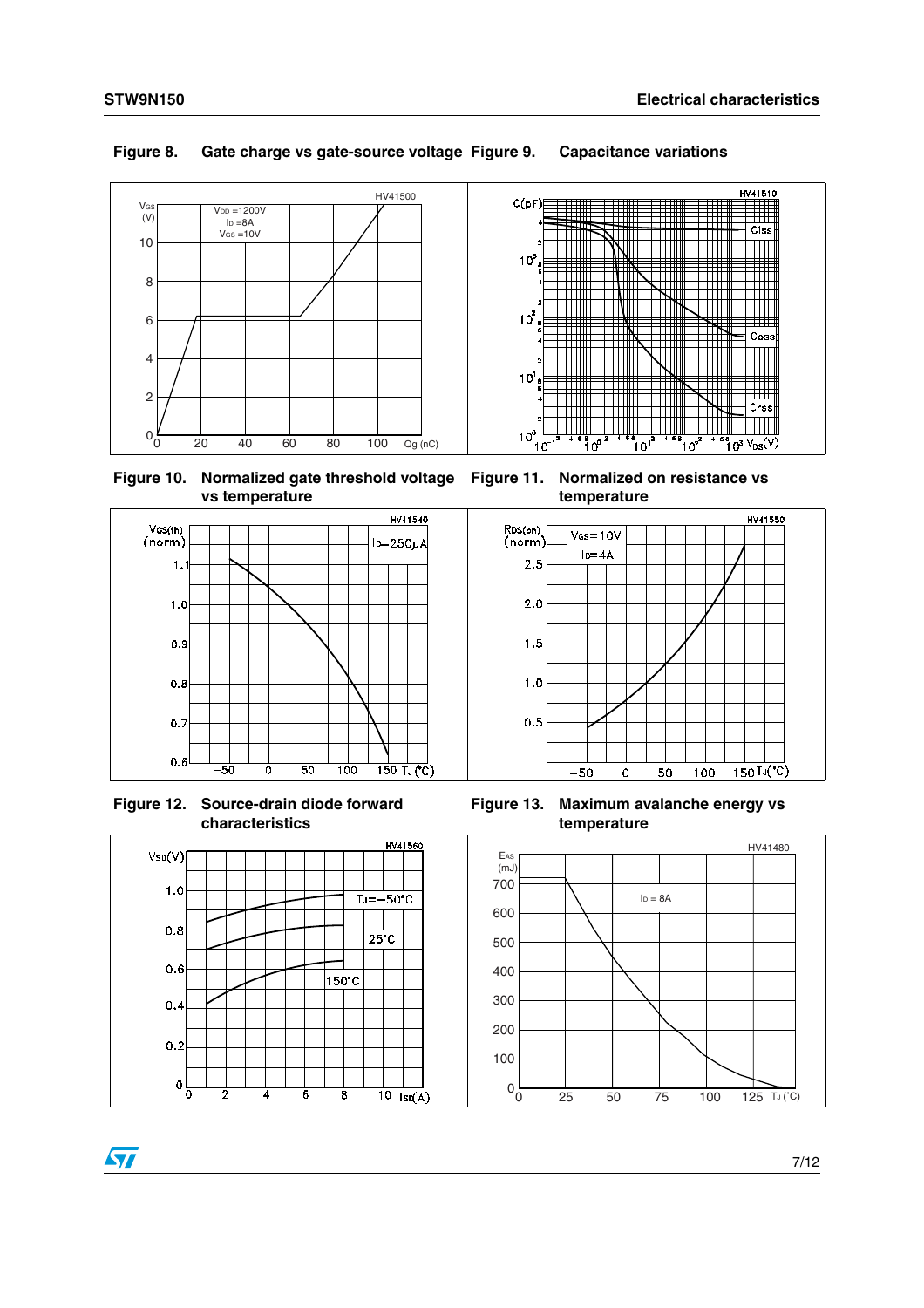**Figure 8. Gate charge vs gate-source voltage**

**Figure 9. Capacitance variations**

**Figure 10. Normalized gate threshold voltage vs temperature**

**Figure 11. Normalized on resistance vs temperature**

**Figure 12. Source-drain diode forward characteristics**

**Figure 13. Maximum avalanche energy vs temperature**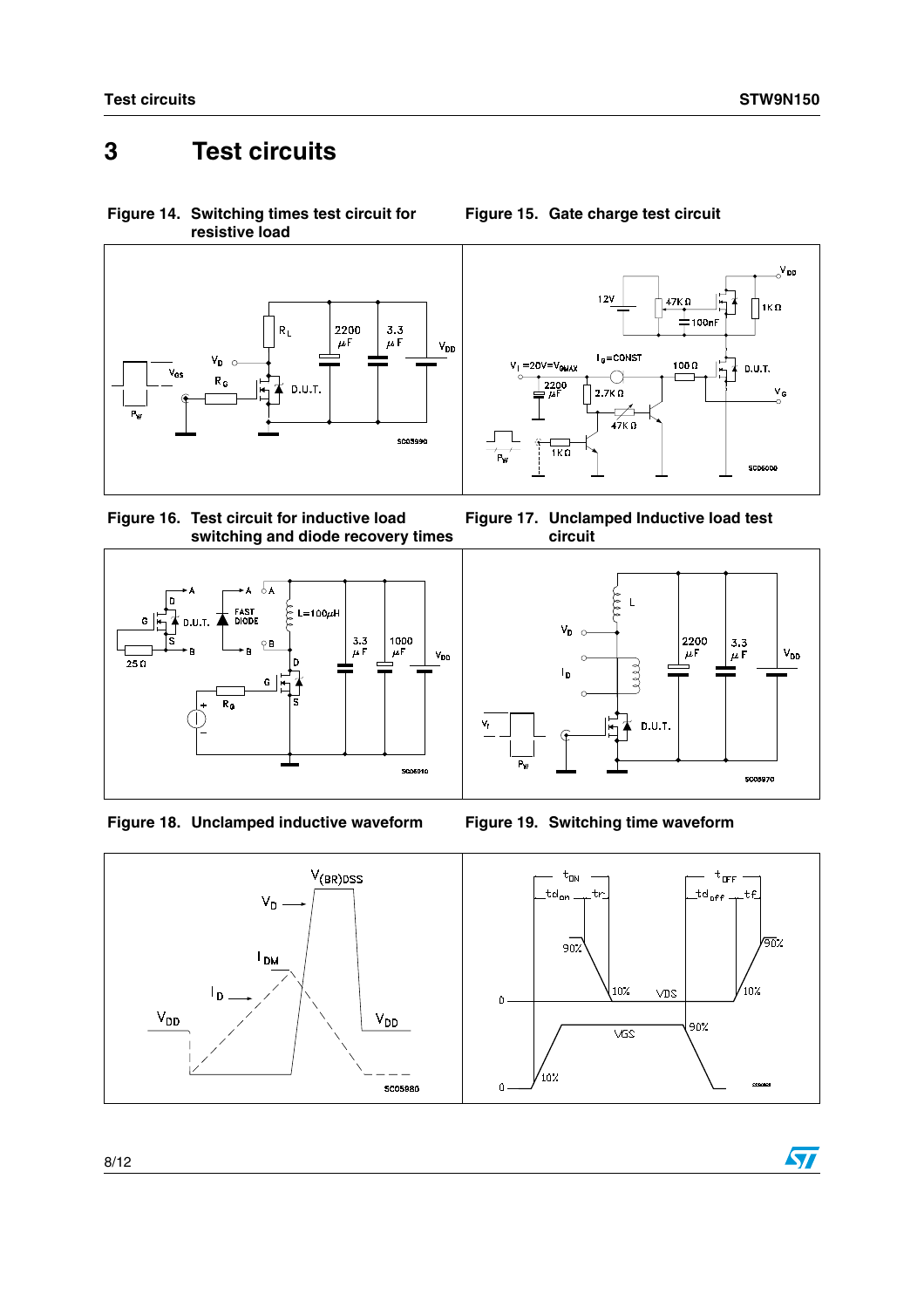# 3 Test circuits

**Figure 14. Switching times test circuit for resistive load**

**Figure 15. Gate charge test circuit**

**Figure 16. Test circuit for inductive load switching and diode recovery times**

**Figure 17. Unclamped Inductive load test circuit**

**Figure 18. Unclamped inductive waveform**

**Figure 19. Switching time waveform**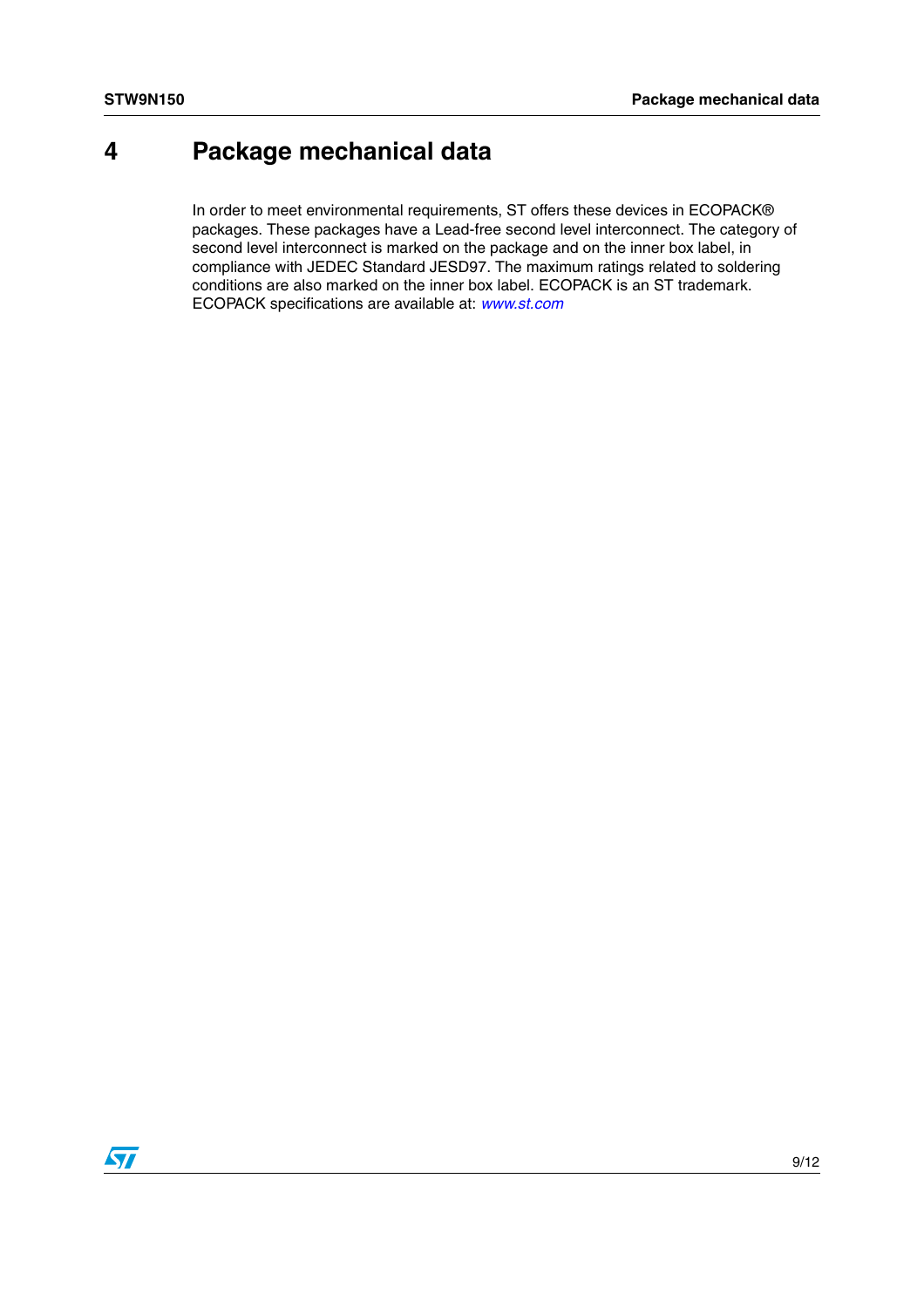# 4 Package mechanical data

In order to meet environmental requirements, ST offers these devices in ECOPACK® packages. These packages have a Lead-free second level interconnect. The category of second level interconnect is marked on the package and on the inner box label, in compliance with JEDEC Standard JESD97. The maximum ratings related to soldering conditions are also marked on the inner box label. ECOPACK is an ST trademark. ECOPACK specifications are available at: *www.st.com*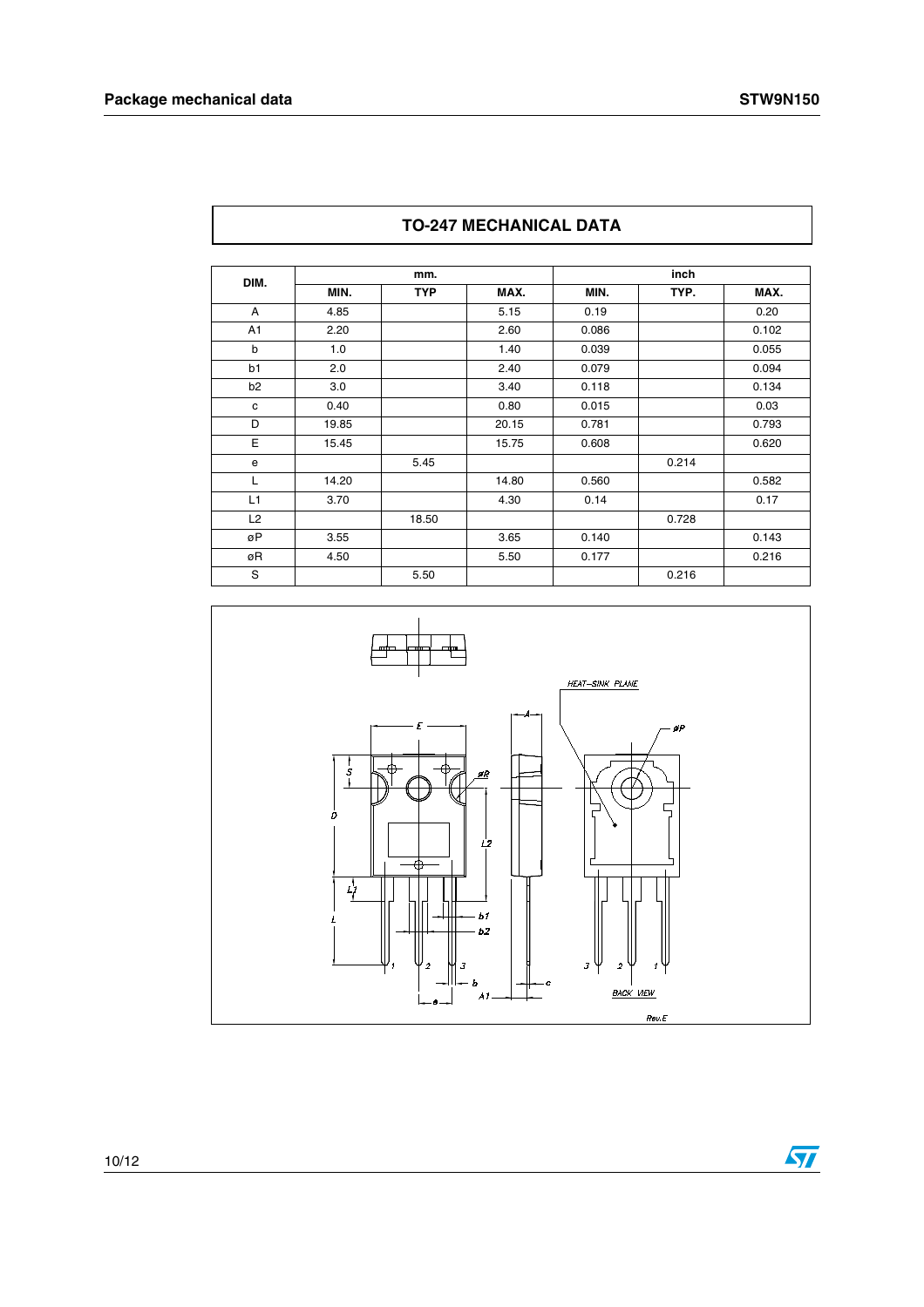## TO-247 MECHANICAL DATA

| DIM. | mm. | | | inch | | |
|---|---|---|---|---|---|---|
| | MIN. | TYP | MAX. | MIN. | TYP. | MAX. |
| A | 4.85 | | 5.15 | 0.19 | | 0.20 |
| A1 | 2.20 | | 2.60 | 0.086 | | 0.102 |
| b | 1.0 | | 1.40 | 0.039 | | 0.055 |
| b1 | 2.0 | | 2.40 | 0.079 | | 0.094 |
| b2 | 3.0 | | 3.40 | 0.118 | | 0.134 |
| c | 0.40 | | 0.80 | 0.015 | | 0.03 |
| D | 19.85 | | 20.15 | 0.781 | | 0.793 |
| E | 15.45 | | 15.75 | 0.608 | | 0.620 |
| e | | 5.45 | | | 0.214 | |
| L | 14.20 | | 14.80 | 0.560 | | 0.582 |
| L1 | 3.70 | | 4.30 | 0.14 | | 0.17 |
| L2 | | 18.50 | | | 0.728 | |
| øP | 3.55 | | 3.65 | 0.140 | | 0.143 |
| øR | 4.50 | | 5.50 | 0.177 | | 0.216 |
| S | | 5.50 | | | 0.216 | |

HEAT-SINK PLANE

BACK VIEW

Rev.E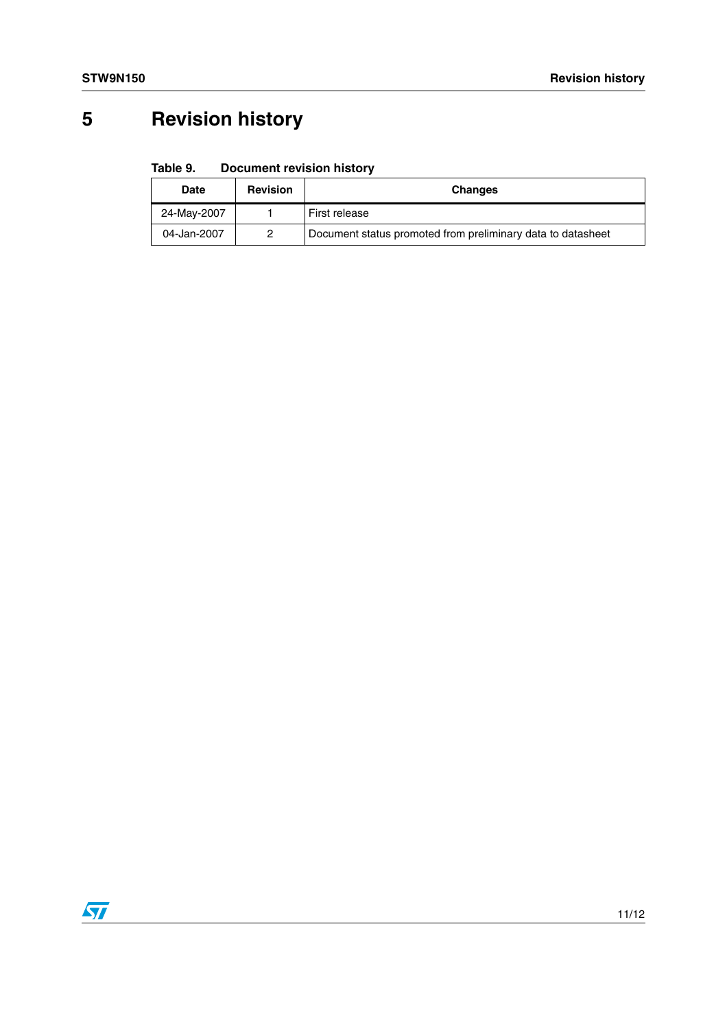# 5 Revision history

Table 9. Document revision history

| Date | Revision | Changes |
|---|---|---|
| 24-May-2007 | 1 | First release |
| 04-Jan-2007 | 2 | Document status promoted from preliminary data to datasheet |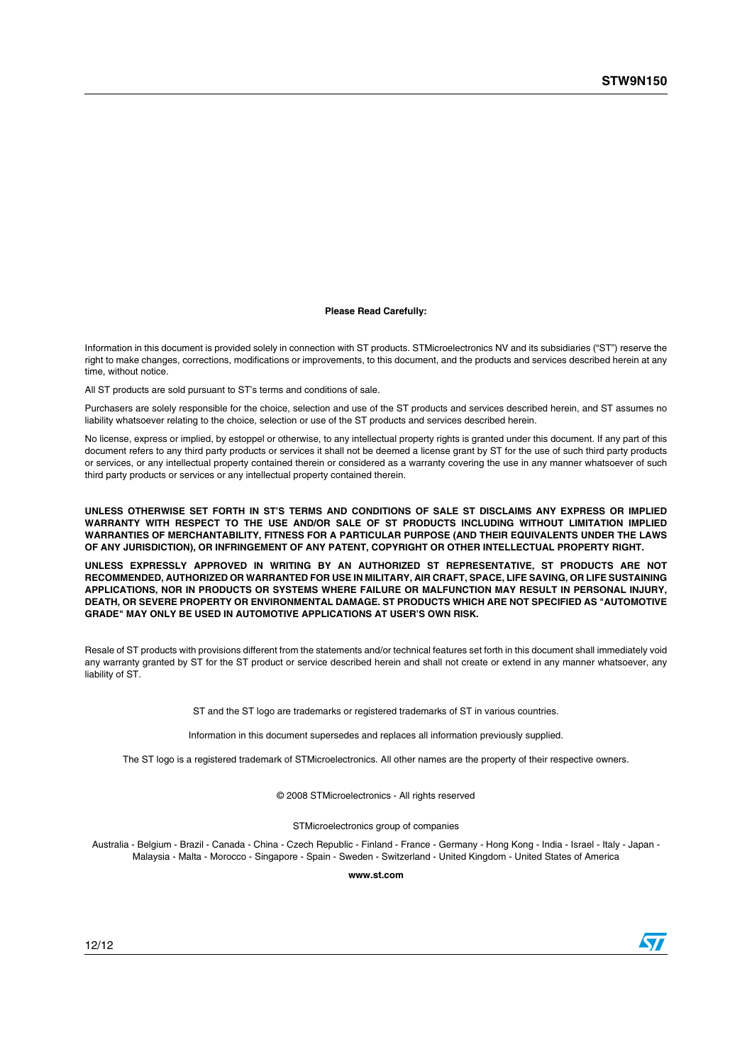**Please Read Carefully:**

Information in this document is provided solely in connection with ST products. STMicroelectronics NV and its subsidiaries ("ST") reserve the right to make changes, corrections, modifications or improvements, to this document, and the products and services described herein at any time, without notice.

All ST products are sold pursuant to ST's terms and conditions of sale.

Purchasers are solely responsible for the choice, selection and use of the ST products and services described herein, and ST assumes no liability whatsoever relating to the choice, selection or use of the ST products and services described herein.

No license, express or implied, by estoppel or otherwise, to any intellectual property rights is granted under this document. If any part of this document refers to any third party products or services it shall not be deemed a license grant by ST for the use of such third party products or services, or any intellectual property contained therein or considered as a warranty covering the use in any manner whatsoever of such third party products or services or any intellectual property contained therein.

**UNLESS OTHERWISE SET FORTH IN ST'S TERMS AND CONDITIONS OF SALE ST DISCLAIMS ANY EXPRESS OR IMPLIED WARRANTY WITH RESPECT TO THE USE AND/OR SALE OF ST PRODUCTS INCLUDING WITHOUT LIMITATION IMPLIED WARRANTIES OF MERCHANTABILITY, FITNESS FOR A PARTICULAR PURPOSE (AND THEIR EQUIVALENTS UNDER THE LAWS OF ANY JURISDICTION), OR INFRINGEMENT OF ANY PATENT, COPYRIGHT OR OTHER INTELLECTUAL PROPERTY RIGHT.**

**UNLESS EXPRESSLY APPROVED IN WRITING BY AN AUTHORIZED ST REPRESENTATIVE, ST PRODUCTS ARE NOT RECOMMENDED, AUTHORIZED OR WARRANTED FOR USE IN MILITARY, AIR CRAFT, SPACE, LIFE SAVING, OR LIFE SUSTAINING APPLICATIONS, NOR IN PRODUCTS OR SYSTEMS WHERE FAILURE OR MALFUNCTION MAY RESULT IN PERSONAL INJURY, DEATH, OR SEVERE PROPERTY OR ENVIRONMENTAL DAMAGE. ST PRODUCTS WHICH ARE NOT SPECIFIED AS "AUTOMOTIVE GRADE" MAY ONLY BE USED IN AUTOMOTIVE APPLICATIONS AT USER'S OWN RISK.**

Resale of ST products with provisions different from the statements and/or technical features set forth in this document shall immediately void any warranty granted by ST for the ST product or service described herein and shall not create or extend in any manner whatsoever, any liability of ST.

ST and the ST logo are trademarks or registered trademarks of ST in various countries.

Information in this document supersedes and replaces all information previously supplied.

The ST logo is a registered trademark of STMicroelectronics. All other names are the property of their respective owners.

© 2008 STMicroelectronics - All rights reserved

STMicroelectronics group of companies

Australia - Belgium - Brazil - Canada - China - Czech Republic - Finland - France - Germany - Hong Kong - India - Israel - Italy - Japan - Malaysia - Malta - Morocco - Singapore - Spain - Sweden - Switzerland - United Kingdom - United States of America

**www.st.com**